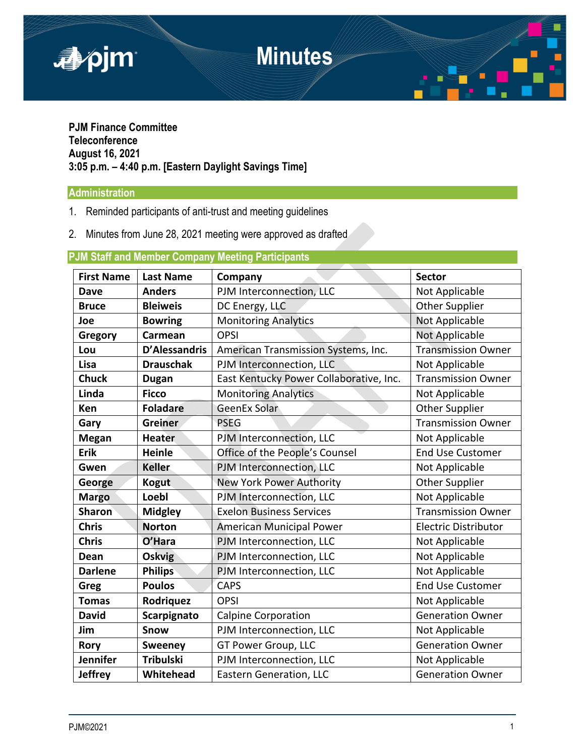# Minutes

**PJM Finance Committee**
**Teleconference**
**August 16, 2021**
**3:05 p.m. – 4:40 p.m. [Eastern Daylight Savings Time]**

## Administration

1. Reminded participants of anti-trust and meeting guidelines
2. Minutes from June 28, 2021 meeting were approved as drafted

## PJM Staff and Member Company Meeting Participants

| First Name | Last Name | Company | Sector |
|---|---|---|---|
| Dave | Anders | PJM Interconnection, LLC | Not Applicable |
| Bruce | Bleiweis | DC Energy, LLC | Other Supplier |
| Joe | Bowring | Monitoring Analytics | Not Applicable |
| Gregory | Carmean | OPSI | Not Applicable |
| Lou | D'Alessandris | American Transmission Systems, Inc. | Transmission Owner |
| Lisa | Drauschak | PJM Interconnection, LLC | Not Applicable |
| Chuck | Dugan | East Kentucky Power Collaborative, Inc. | Transmission Owner |
| Linda | Ficco | Monitoring Analytics | Not Applicable |
| Ken | Foladare | GeenEx Solar | Other Supplier |
| Gary | Greiner | PSEG | Transmission Owner |
| Megan | Heater | PJM Interconnection, LLC | Not Applicable |
| Erik | Heinle | Office of the People's Counsel | End Use Customer |
| Gwen | Keller | PJM Interconnection, LLC | Not Applicable |
| George | Kogut | New York Power Authority | Other Supplier |
| Margo | Loebl | PJM Interconnection, LLC | Not Applicable |
| Sharon | Midgley | Exelon Business Services | Transmission Owner |
| Chris | Norton | American Municipal Power | Electric Distributor |
| Chris | O'Hara | PJM Interconnection, LLC | Not Applicable |
| Dean | Oskvig | PJM Interconnection, LLC | Not Applicable |
| Darlene | Philips | PJM Interconnection, LLC | Not Applicable |
| Greg | Poulos | CAPS | End Use Customer |
| Tomas | Rodriquez | OPSI | Not Applicable |
| David | Scarpignato | Calpine Corporation | Generation Owner |
| Jim | Snow | PJM Interconnection, LLC | Not Applicable |
| Rory | Sweeney | GT Power Group, LLC | Generation Owner |
| Jennifer | Tribulski | PJM Interconnection, LLC | Not Applicable |
| Jeffrey | Whitehead | Eastern Generation, LLC | Generation Owner |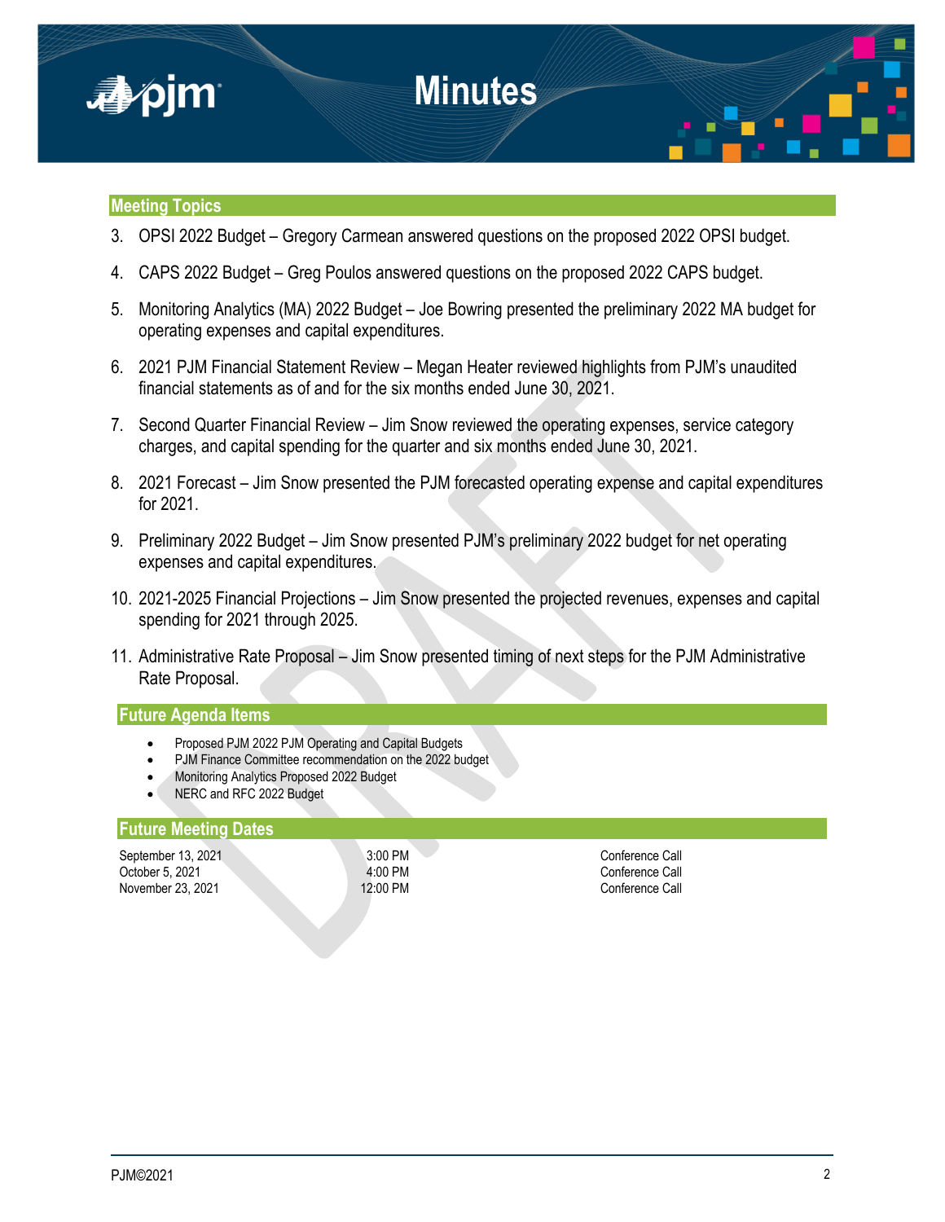## Meeting Topics

3. OPSI 2022 Budget – Gregory Carmean answered questions on the proposed 2022 OPSI budget.

4. CAPS 2022 Budget – Greg Poulos answered questions on the proposed 2022 CAPS budget.

5. Monitoring Analytics (MA) 2022 Budget – Joe Bowring presented the preliminary 2022 MA budget for operating expenses and capital expenditures.

6. 2021 PJM Financial Statement Review – Megan Heater reviewed highlights from PJM's unaudited financial statements as of and for the six months ended June 30, 2021.

7. Second Quarter Financial Review – Jim Snow reviewed the operating expenses, service category charges, and capital spending for the quarter and six months ended June 30, 2021.

8. 2021 Forecast – Jim Snow presented the PJM forecasted operating expense and capital expenditures for 2021.

9. Preliminary 2022 Budget – Jim Snow presented PJM's preliminary 2022 budget for net operating expenses and capital expenditures.

10. 2021-2025 Financial Projections – Jim Snow presented the projected revenues, expenses and capital spending for 2021 through 2025.

11. Administrative Rate Proposal – Jim Snow presented timing of next steps for the PJM Administrative Rate Proposal.

## Future Agenda Items

- Proposed PJM 2022 PJM Operating and Capital Budgets
- PJM Finance Committee recommendation on the 2022 budget
- Monitoring Analytics Proposed 2022 Budget
- NERC and RFC 2022 Budget

## Future Meeting Dates

| | | |
|---|---|---|
| September 13, 2021 | 3:00 PM | Conference Call |
| October 5, 2021 | 4:00 PM | Conference Call |
| November 23, 2021 | 12:00 PM | Conference Call |